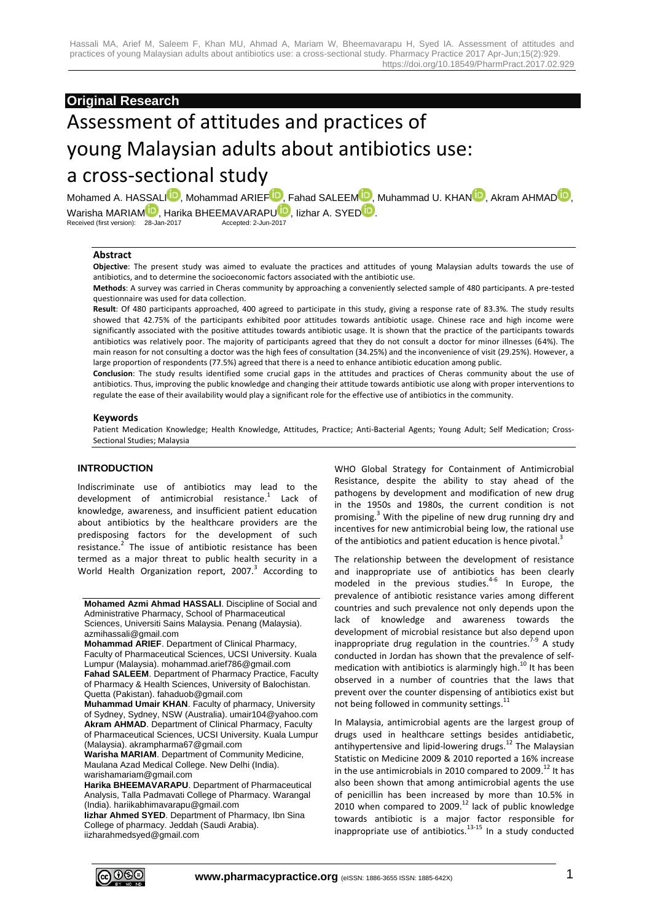**Original Research**

# Assessment of attitudes and practices of young Malaysian adults about antibiotics use: a cross-sectional study

Mohamed A. HASSALI, Mohammad ARIEF, Fahad SALEEM, Muhammad U. KHAN, Akram AHMAD, Warisha MARIAM, Harika BHEEMAVARAPU, Iizhar A. SYED.

Received (first version): 28-Jan-2017 Accepted: 2-Jun-2017

### Abstract

**Objective**: The present study was aimed to evaluate the practices and attitudes of young Malaysian adults towards the use of antibiotics, and to determine the socioeconomic factors associated with the antibiotic use.

**Methods**: A survey was carried in Cheras community by approaching a conveniently selected sample of 480 participants. A pre-tested questionnaire was used for data collection.

**Result**: Of 480 participants approached, 400 agreed to participate in this study, giving a response rate of 83.3%. The study results showed that 42.75% of the participants exhibited poor attitudes towards antibiotic usage. Chinese race and high income were significantly associated with the positive attitudes towards antibiotic usage. It is shown that the practice of the participants towards antibiotics was relatively poor. The majority of participants agreed that they do not consult a doctor for minor illnesses (64%). The main reason for not consulting a doctor was the high fees of consultation (34.25%) and the inconvenience of visit (29.25%). However, a large proportion of respondents (77.5%) agreed that there is a need to enhance antibiotic education among public.

**Conclusion**: The study results identified some crucial gaps in the attitudes and practices of Cheras community about the use of antibiotics. Thus, improving the public knowledge and changing their attitude towards antibiotic use along with proper interventions to regulate the ease of their availability would play a significant role for the effective use of antibiotics in the community.

### Keywords

Patient Medication Knowledge; Health Knowledge, Attitudes, Practice; Anti-Bacterial Agents; Young Adult; Self Medication; Cross-Sectional Studies; Malaysia

## INTRODUCTION

Indiscriminate use of antibiotics may lead to the development of antimicrobial resistance.[1] Lack of knowledge, awareness, and insufficient patient education about antibiotics by the healthcare providers are the predisposing factors for the development of such resistance.[2] The issue of antibiotic resistance has been termed as a major threat to public health security in a World Health Organization report, 2007.[3] According to WHO Global Strategy for Containment of Antimicrobial Resistance, despite the ability to stay ahead of the pathogens by development and modification of new drug in the 1950s and 1980s, the current condition is not promising.[3] With the pipeline of new drug running dry and incentives for new antimicrobial being low, the rational use of the antibiotics and patient education is hence pivotal.[3]

The relationship between the development of resistance and inappropriate use of antibiotics has been clearly modeled in the previous studies.[4-6] In Europe, the prevalence of antibiotic resistance varies among different countries and such prevalence not only depends upon the lack of knowledge and awareness towards the development of microbial resistance but also depend upon inappropriate drug regulation in the countries.[7-9] A study conducted in Jordan has shown that the prevalence of self-medication with antibiotics is alarmingly high.[10] It has been observed in a number of countries that the laws that prevent over the counter dispensing of antibiotics exist but not being followed in community settings.[11]

In Malaysia, antimicrobial agents are the largest group of drugs used in healthcare settings besides antidiabetic, antihypertensive and lipid-lowering drugs.[12] The Malaysian Statistic on Medicine 2009 & 2010 reported a 16% increase in the use antimicrobials in 2010 compared to 2009.[12] It has also been shown that among antimicrobial agents the use of penicillin has been increased by more than 10.5% in 2010 when compared to 2009.[12] lack of public knowledge towards antibiotic is a major factor responsible for inappropriate use of antibiotics.[13-15] In a study conducted

**Mohamed Azmi Ahmad HASSALI**. Discipline of Social and Administrative Pharmacy, School of Pharmaceutical Sciences, Universiti Sains Malaysia. Penang (Malaysia). azmihassali@gmail.com

**Mohammad ARIEF**. Department of Clinical Pharmacy, Faculty of Pharmaceutical Sciences, UCSI University. Kuala Lumpur (Malaysia). mohammad.arief786@gmail.com

**Fahad SALEEM**. Department of Pharmacy Practice, Faculty of Pharmacy & Health Sciences, University of Balochistan. Quetta (Pakistan). fahaduob@gmail.com

**Muhammad Umair KHAN**. Faculty of pharmacy, University of Sydney, Sydney, NSW (Australia). umair104@yahoo.com

**Akram AHMAD**. Department of Clinical Pharmacy, Faculty of Pharmaceutical Sciences, UCSI University. Kuala Lumpur (Malaysia). akrampharma67@gmail.com

**Warisha MARIAM**. Department of Community Medicine, Maulana Azad Medical College. New Delhi (India). warishamariam@gmail.com

**Harika BHEEMAVARAPU**. Department of Pharmaceutical Analysis, Talla Padmavati College of Pharmacy. Warangal (India). hariikabhimavarapu@gmail.com

**Iizhar Ahmed SYED**. Department of Pharmacy, Ibn Sina College of pharmacy. Jeddah (Saudi Arabia). iizharahmedsyed@gmail.com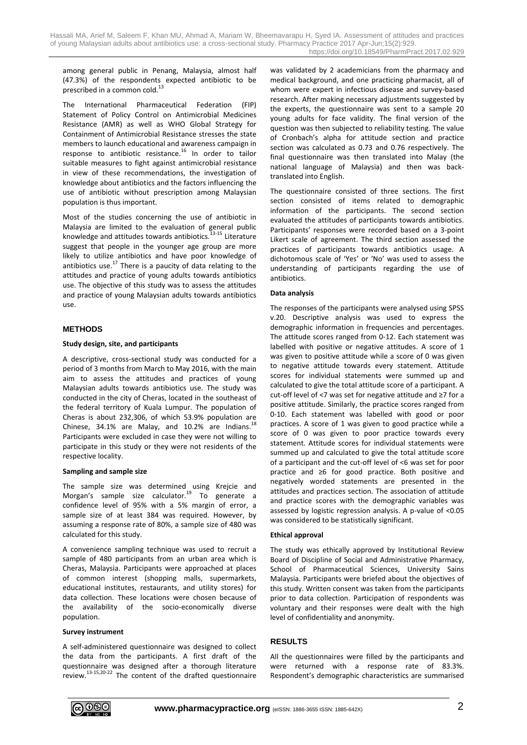among general public in Penang, Malaysia, almost half (47.3%) of the respondents expected antibiotic to be prescribed in a common cold.[13]

The International Pharmaceutical Federation (FIP) Statement of Policy Control on Antimicrobial Medicines Resistance (AMR) as well as WHO Global Strategy for Containment of Antimicrobial Resistance stresses the state members to launch educational and awareness campaign in response to antibiotic resistance.[16] In order to tailor suitable measures to fight against antimicrobial resistance in view of these recommendations, the investigation of knowledge about antibiotics and the factors influencing the use of antibiotic without prescription among Malaysian population is thus important.

Most of the studies concerning the use of antibiotic in Malaysia are limited to the evaluation of general public knowledge and attitudes towards antibiotics.[13-15] Literature suggest that people in the younger age group are more likely to utilize antibiotics and have poor knowledge of antibiotics use.[17] There is a paucity of data relating to the attitudes and practice of young adults towards antibiotics use. The objective of this study was to assess the attitudes and practice of young Malaysian adults towards antibiotics use.

## METHODS

### Study design, site, and participants

A descriptive, cross-sectional study was conducted for a period of 3 months from March to May 2016, with the main aim to assess the attitudes and practices of young Malaysian adults towards antibiotics use. The study was conducted in the city of Cheras, located in the southeast of the federal territory of Kuala Lumpur. The population of Cheras is about 232,306, of which 53.9% population are Chinese, 34.1% are Malay, and 10.2% are Indians.[18] Participants were excluded in case they were not willing to participate in this study or they were not residents of the respective locality.

### Sampling and sample size

The sample size was determined using Krejcie and Morgan's sample size calculator.[19] To generate a confidence level of 95% with a 5% margin of error, a sample size of at least 384 was required. However, by assuming a response rate of 80%, a sample size of 480 was calculated for this study.

A convenience sampling technique was used to recruit a sample of 480 participants from an urban area which is Cheras, Malaysia. Participants were approached at places of common interest (shopping malls, supermarkets, educational institutes, restaurants, and utility stores) for data collection. These locations were chosen because of the availability of the socio-economically diverse population.

### Survey instrument

A self-administered questionnaire was designed to collect the data from the participants. A first draft of the questionnaire was designed after a thorough literature review.[13-15,20-22] The content of the drafted questionnaire was validated by 2 academicians from the pharmacy and medical background, and one practicing pharmacist, all of whom were expert in infectious disease and survey-based research. After making necessary adjustments suggested by the experts, the questionnaire was sent to a sample 20 young adults for face validity. The final version of the question was then subjected to reliability testing. The value of Cronbach's alpha for attitude section and practice section was calculated as 0.73 and 0.76 respectively. The final questionnaire was then translated into Malay (the national language of Malaysia) and then was back-translated into English.

The questionnaire consisted of three sections. The first section consisted of items related to demographic information of the participants. The second section evaluated the attitudes of participants towards antibiotics. Participants' responses were recorded based on a 3-point Likert scale of agreement. The third section assessed the practices of participants towards antibiotics usage. A dichotomous scale of 'Yes' or 'No' was used to assess the understanding of participants regarding the use of antibiotics.

### Data analysis

The responses of the participants were analysed using SPSS v.20. Descriptive analysis was used to express the demographic information in frequencies and percentages. The attitude scores ranged from 0-12. Each statement was labelled with positive or negative attitudes. A score of 1 was given to positive attitude while a score of 0 was given to negative attitude towards every statement. Attitude scores for individual statements were summed up and calculated to give the total attitude score of a participant. A cut-off level of <7 was set for negative attitude and ≥7 for a positive attitude. Similarly, the practice scores ranged from 0-10. Each statement was labelled with good or poor practices. A score of 1 was given to good practice while a score of 0 was given to poor practice towards every statement. Attitude scores for individual statements were summed up and calculated to give the total attitude score of a participant and the cut-off level of <6 was set for poor practice and ≥6 for good practice. Both positive and negatively worded statements are presented in the attitudes and practices section. The association of attitude and practice scores with the demographic variables was assessed by logistic regression analysis. A p-value of <0.05 was considered to be statistically significant.

### Ethical approval

The study was ethically approved by Institutional Review Board of Discipline of Social and Administrative Pharmacy, School of Pharmaceutical Sciences, University Sains Malaysia. Participants were briefed about the objectives of this study. Written consent was taken from the participants prior to data collection. Participation of respondents was voluntary and their responses were dealt with the high level of confidentiality and anonymity.

## RESULTS

All the questionnaires were filled by the participants and were returned with a response rate of 83.3%. Respondent's demographic characteristics are summarised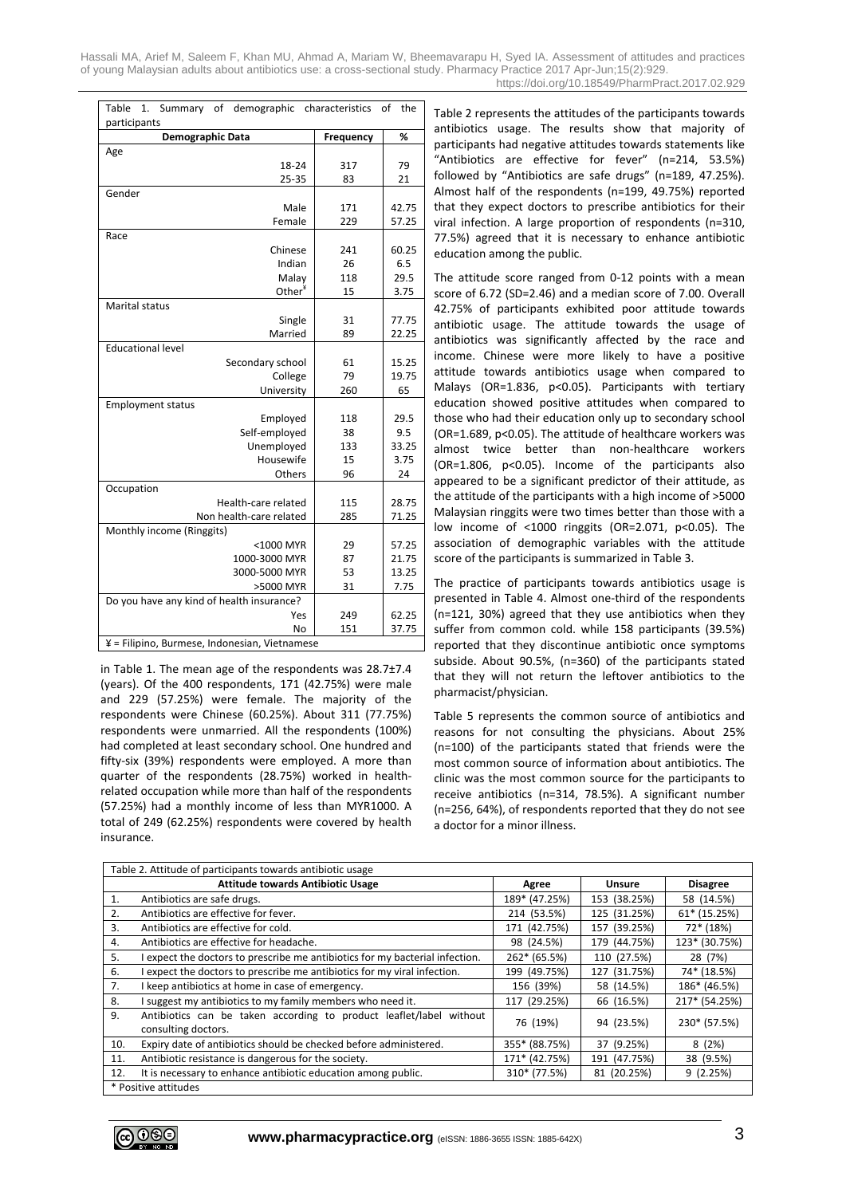| Table 1. Summary of demographic characteristics of the participants | | |
|---|---|---|
| **Demographic Data** | **Frequency** | **%** |
| Age | | |
| 18-24 | 317 | 79 |
| 25-35 | 83 | 21 |
| Gender | | |
| Male | 171 | 42.75 |
| Female | 229 | 57.25 |
| Race | | |
| Chinese | 241 | 60.25 |
| Indian | 26 | 6.5 |
| Malay | 118 | 29.5 |
| Other[¥] | 15 | 3.75 |
| Marital status | | |
| Single | 31 | 77.75 |
| Married | 89 | 22.25 |
| Educational level | | |
| Secondary school | 61 | 15.25 |
| College | 79 | 19.75 |
| University | 260 | 65 |
| Employment status | | |
| Employed | 118 | 29.5 |
| Self-employed | 38 | 9.5 |
| Unemployed | 133 | 33.25 |
| Housewife | 15 | 3.75 |
| Others | 96 | 24 |
| Occupation | | |
| Health-care related | 115 | 28.75 |
| Non health-care related | 285 | 71.25 |
| Monthly income (Ringgits) | | |
| <1000 MYR | 29 | 57.25 |
| 1000-3000 MYR | 87 | 21.75 |
| 3000-5000 MYR | 53 | 13.25 |
| >5000 MYR | 31 | 7.75 |
| Do you have any kind of health insurance? | | |
| Yes | 249 | 62.25 |
| No | 151 | 37.75 |

¥ = Filipino, Burmese, Indonesian, Vietnamese

in Table 1. The mean age of the respondents was 28.7±7.4 (years). Of the 400 respondents, 171 (42.75%) were male and 229 (57.25%) were female. The majority of the respondents were Chinese (60.25%). About 311 (77.75%) respondents were unmarried. All the respondents (100%) had completed at least secondary school. One hundred and fifty-six (39%) respondents were employed. A more than quarter of the respondents (28.75%) worked in health-related occupation while more than half of the respondents (57.25%) had a monthly income of less than MYR1000. A total of 249 (62.25%) respondents were covered by health insurance.

Table 2 represents the attitudes of the participants towards antibiotics usage. The results show that majority of participants had negative attitudes towards statements like "Antibiotics are effective for fever" (n=214, 53.5%) followed by "Antibiotics are safe drugs" (n=189, 47.25%). Almost half of the respondents (n=199, 49.75%) reported that they expect doctors to prescribe antibiotics for their viral infection. A large proportion of respondents (n=310, 77.5%) agreed that it is necessary to enhance antibiotic education among the public.

The attitude score ranged from 0-12 points with a mean score of 6.72 (SD=2.46) and a median score of 7.00. Overall 42.75% of participants exhibited poor attitude towards antibiotic usage. The attitude towards the usage of antibiotics was significantly affected by the race and income. Chinese were more likely to have a positive attitude towards antibiotics usage when compared to Malays (OR=1.836, $p<0.05$). Participants with tertiary education showed positive attitudes when compared to those who had their education only up to secondary school (OR=1.689, $p<0.05$). The attitude of healthcare workers was almost twice better than non-healthcare workers (OR=1.806, $p<0.05$). Income of the participants also appeared to be a significant predictor of their attitude, as the attitude of the participants with a high income of >5000 Malaysian ringgits were two times better than those with a low income of <1000 ringgits (OR=2.071, $p<0.05$). The association of demographic variables with the attitude score of the participants is summarized in Table 3.

The practice of participants towards antibiotics usage is presented in Table 4. Almost one-third of the respondents (n=121, 30%) agreed that they use antibiotics when they suffer from common cold. while 158 participants (39.5%) reported that they discontinue antibiotic once symptoms subside. About 90.5%, (n=360) of the participants stated that they will not return the leftover antibiotics to the pharmacist/physician.

Table 5 represents the common source of antibiotics and reasons for not consulting the physicians. About 25% (n=100) of the participants stated that friends were the most common source of information about antibiotics. The clinic was the most common source for the participants to receive antibiotics (n=314, 78.5%). A significant number (n=256, 64%), of respondents reported that they do not see a doctor for a minor illness.

Table 2. Attitude of participants towards antibiotic usage

| | Attitude towards Antibiotic Usage | Agree | Unsure | Disagree |
|---|---|---|---|---|
| 1. | Antibiotics are safe drugs. | 189* (47.25%) | 153 (38.25%) | 58 (14.5%) |
| 2. | Antibiotics are effective for fever. | 214 (53.5%) | 125 (31.25%) | 61* (15.25%) |
| 3. | Antibiotics are effective for cold. | 171 (42.75%) | 157 (39.25%) | 72* (18%) |
| 4. | Antibiotics are effective for headache. | 98 (24.5%) | 179 (44.75%) | 123* (30.75%) |
| 5. | I expect the doctors to prescribe me antibiotics for my bacterial infection. | 262* (65.5%) | 110 (27.5%) | 28 (7%) |
| 6. | I expect the doctors to prescribe me antibiotics for my viral infection. | 199 (49.75%) | 127 (31.75%) | 74* (18.5%) |
| 7. | I keep antibiotics at home in case of emergency. | 156 (39%) | 58 (14.5%) | 186* (46.5%) |
| 8. | I suggest my antibiotics to my family members who need it. | 117 (29.25%) | 66 (16.5%) | 217* (54.25%) |
| 9. | Antibiotics can be taken according to product leaflet/label without consulting doctors. | 76 (19%) | 94 (23.5%) | 230* (57.5%) |
| 10. | Expiry date of antibiotics should be checked before administered. | 355* (88.75%) | 37 (9.25%) | 8 (2%) |
| 11. | Antibiotic resistance is dangerous for the society. | 171* (42.75%) | 191 (47.75%) | 38 (9.5%) |
| 12. | It is necessary to enhance antibiotic education among public. | 310* (77.5%) | 81 (20.25%) | 9 (2.25%) |

\* Positive attitudes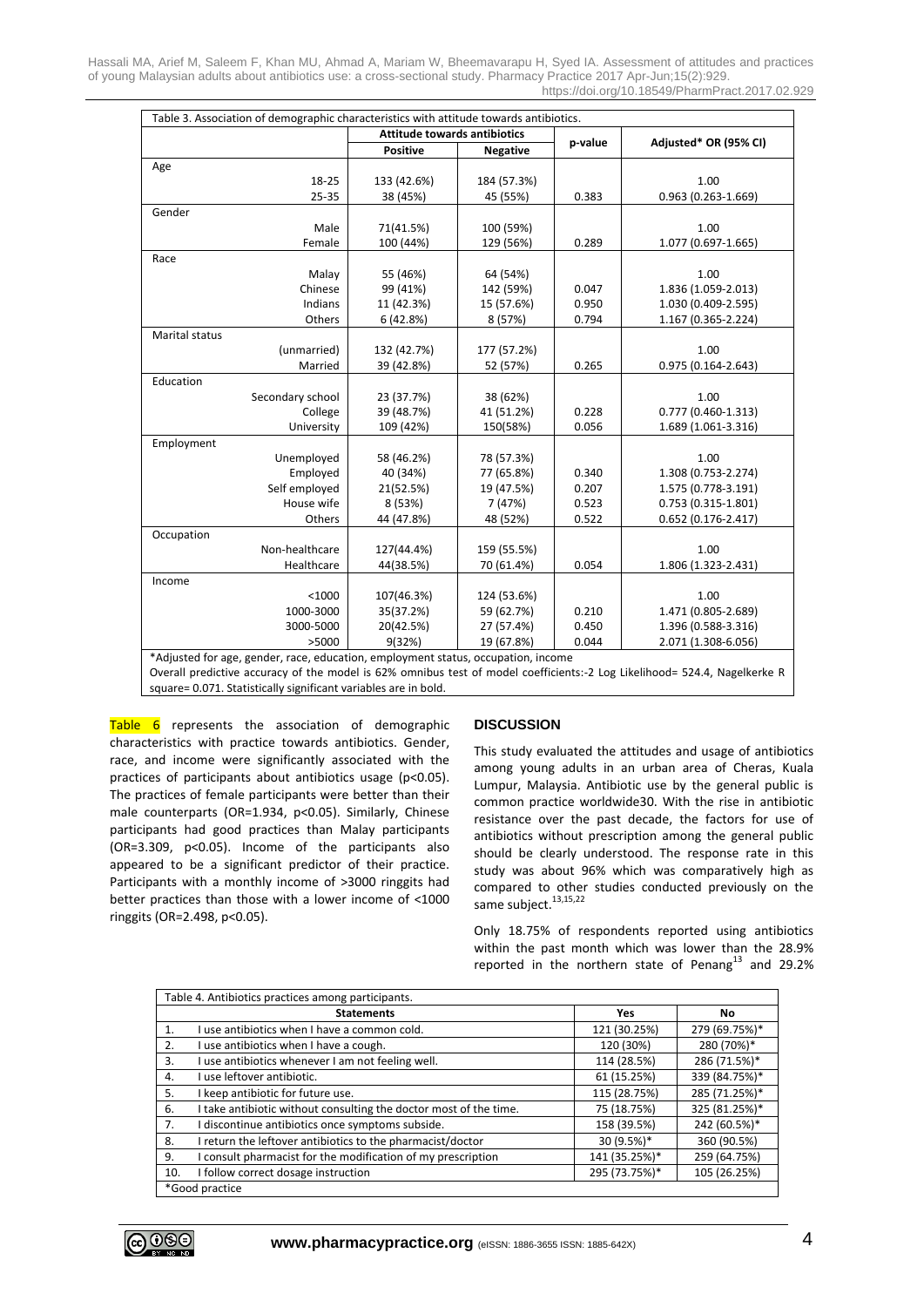Table 3. Association of demographic characteristics with attitude towards antibiotics.

| | Attitude towards antibiotics | | p-value | Adjusted* OR (95% CI) |
|---|---|---|---|---|
| | Positive | Negative | | |
| **Age** | | | | |
| 18-25 | 133 (42.6%) | 184 (57.3%) | | 1.00 |
| 25-35 | 38 (45%) | 45 (55%) | 0.383 | 0.963 (0.263-1.669) |
| **Gender** | | | | |
| Male | 71(41.5%) | 100 (59%) | | 1.00 |
| Female | 100 (44%) | 129 (56%) | 0.289 | 1.077 (0.697-1.665) |
| **Race** | | | | |
| Malay | 55 (46%) | 64 (54%) | | 1.00 |
| Chinese | 99 (41%) | 142 (59%) | 0.047 | 1.836 (1.059-2.013) |
| Indians | 11 (42.3%) | 15 (57.6%) | 0.950 | 1.030 (0.409-2.595) |
| Others | 6 (42.8%) | 8 (57%) | 0.794 | 1.167 (0.365-2.224) |
| **Marital status** | | | | |
| (unmarried) | 132 (42.7%) | 177 (57.2%) | | 1.00 |
| Married | 39 (42.8%) | 52 (57%) | 0.265 | 0.975 (0.164-2.643) |
| **Education** | | | | |
| Secondary school | 23 (37.7%) | 38 (62%) | | 1.00 |
| College | 39 (48.7%) | 41 (51.2%) | 0.228 | 0.777 (0.460-1.313) |
| University | 109 (42%) | 150(58%) | 0.056 | 1.689 (1.061-3.316) |
| **Employment** | | | | |
| Unemployed | 58 (46.2%) | 78 (57.3%) | | 1.00 |
| Employed | 40 (34%) | 77 (65.8%) | 0.340 | 1.308 (0.753-2.274) |
| Self employed | 21(52.5%) | 19 (47.5%) | 0.207 | 1.575 (0.778-3.191) |
| House wife | 8 (53%) | 7 (47%) | 0.523 | 0.753 (0.315-1.801) |
| Others | 44 (47.8%) | 48 (52%) | 0.522 | 0.652 (0.176-2.417) |
| **Occupation** | | | | |
| Non-healthcare | 127(44.4%) | 159 (55.5%) | | 1.00 |
| Healthcare | 44(38.5%) | 70 (61.4%) | 0.054 | 1.806 (1.323-2.431) |
| **Income** | | | | |
| <1000 | 107(46.3%) | 124 (53.6%) | | 1.00 |
| 1000-3000 | 35(37.2%) | 59 (62.7%) | 0.210 | 1.471 (0.805-2.689) |
| 3000-5000 | 20(42.5%) | 27 (57.4%) | 0.450 | 1.396 (0.588-3.316) |
| >5000 | 9(32%) | 19 (67.8%) | 0.044 | 2.071 (1.308-6.056) |

*Adjusted for age, gender, race, education, employment status, occupation, income
Overall predictive accuracy of the model is 62% omnibus test of model coefficients:-2 Log Likelihood= 524.4, Nagelkerke R square= 0.071. Statistically significant variables are in bold.

Table 6 represents the association of demographic characteristics with practice towards antibiotics. Gender, race, and income were significantly associated with the practices of participants about antibiotics usage ($p<0.05$). The practices of female participants were better than their male counterparts (OR=1.934, $p<0.05$). Similarly, Chinese participants had good practices than Malay participants (OR=3.309, $p<0.05$). Income of the participants also appeared to be a significant predictor of their practice. Participants with a monthly income of >3000 ringgits had better practices than those with a lower income of <1000 ringgits (OR=2.498, $p<0.05$).

## DISCUSSION

This study evaluated the attitudes and usage of antibiotics among young adults in an urban area of Cheras, Kuala Lumpur, Malaysia. Antibiotic use by the general public is common practice worldwide30. With the rise in antibiotic resistance over the past decade, the factors for use of antibiotics without prescription among the general public should be clearly understood. The response rate in this study was about 96% which was comparatively high as compared to other studies conducted previously on the same subject.[13,15,22]

Only 18.75% of respondents reported using antibiotics within the past month which was lower than the 28.9% reported in the northern state of Penang[13] and 29.2%

Table 4. Antibiotics practices among participants.

| | Statements | Yes | No |
|---|---|---|---|
| 1. | I use antibiotics when I have a common cold. | 121 (30.25%) | 279 (69.75%)* |
| 2. | I use antibiotics when I have a cough. | 120 (30%) | 280 (70%)* |
| 3. | I use antibiotics whenever I am not feeling well. | 114 (28.5%) | 286 (71.5%)* |
| 4. | I use leftover antibiotic. | 61 (15.25%) | 339 (84.75%)* |
| 5. | I keep antibiotic for future use. | 115 (28.75%) | 285 (71.25%)* |
| 6. | I take antibiotic without consulting the doctor most of the time. | 75 (18.75%) | 325 (81.25%)* |
| 7. | I discontinue antibiotics once symptoms subside. | 158 (39.5%) | 242 (60.5%)* |
| 8. | I return the leftover antibiotics to the pharmacist/doctor | 30 (9.5%)* | 360 (90.5%) |
| 9. | I consult pharmacist for the modification of my prescription | 141 (35.25%)* | 259 (64.75%) |
| 10. | I follow correct dosage instruction | 295 (73.75%)* | 105 (26.25%) |

*Good practice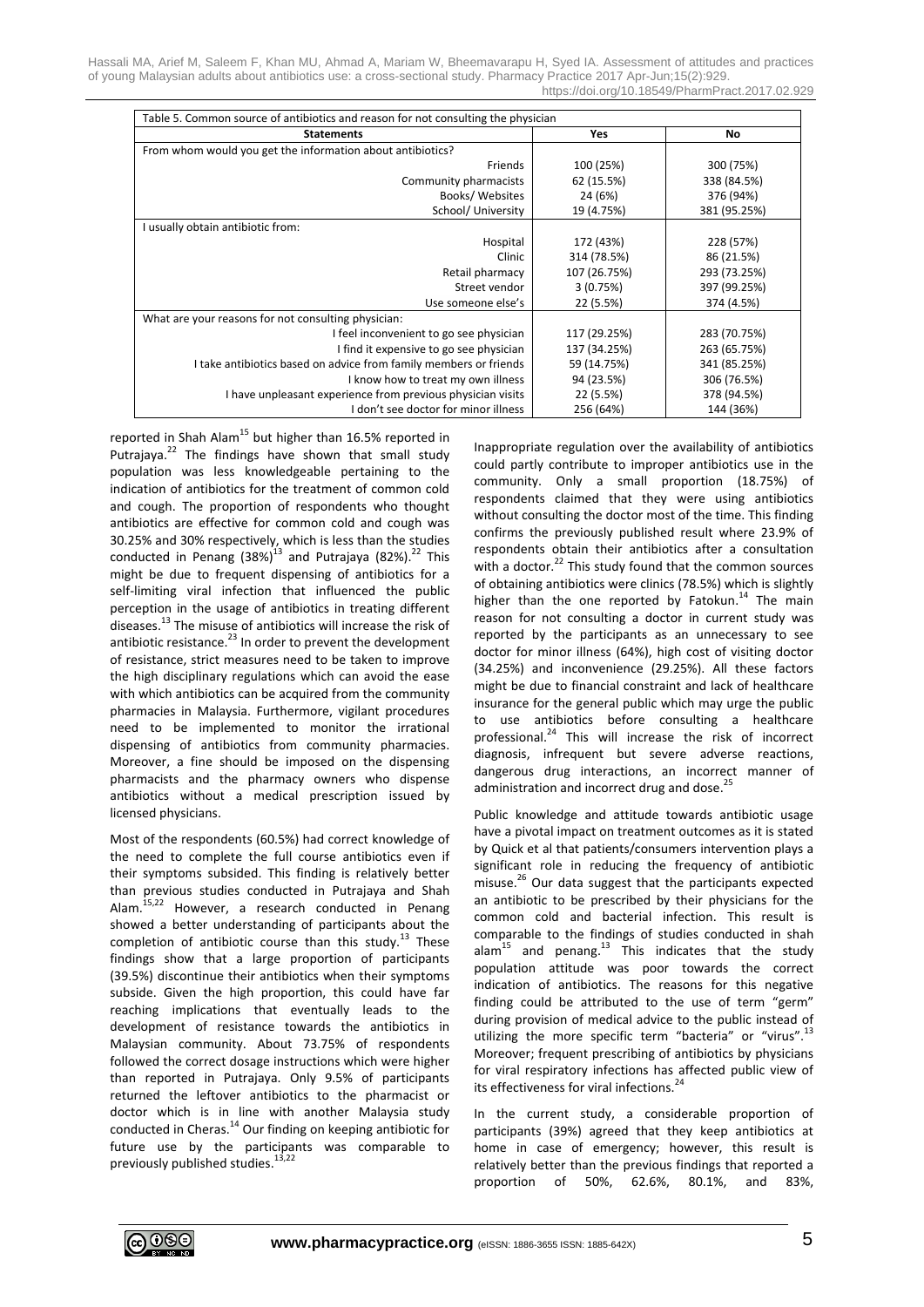| Table 5. Common source of antibiotics and reason for not consulting the physician | | |
|---|---|---|
| **Statements** | **Yes** | **No** |
| From whom would you get the information about antibiotics? | | |
| Friends | 100 (25%) | 300 (75%) |
| Community pharmacists | 62 (15.5%) | 338 (84.5%) |
| Books/ Websites | 24 (6%) | 376 (94%) |
| School/ University | 19 (4.75%) | 381 (95.25%) |
| I usually obtain antibiotic from: | | |
| Hospital | 172 (43%) | 228 (57%) |
| Clinic | 314 (78.5%) | 86 (21.5%) |
| Retail pharmacy | 107 (26.75%) | 293 (73.25%) |
| Street vendor | 3 (0.75%) | 397 (99.25%) |
| Use someone else's | 22 (5.5%) | 374 (4.5%) |
| What are your reasons for not consulting physician: | | |
| I feel inconvenient to go see physician | 117 (29.25%) | 283 (70.75%) |
| I find it expensive to go see physician | 137 (34.25%) | 263 (65.75%) |
| I take antibiotics based on advice from family members or friends | 59 (14.75%) | 341 (85.25%) |
| I know how to treat my own illness | 94 (23.5%) | 306 (76.5%) |
| I have unpleasant experience from previous physician visits | 22 (5.5%) | 378 (94.5%) |
| I don't see doctor for minor illness | 256 (64%) | 144 (36%) |

reported in Shah Alam[15] but higher than 16.5% reported in Putrajaya.[22] The findings have shown that small study population was less knowledgeable pertaining to the indication of antibiotics for the treatment of common cold and cough. The proportion of respondents who thought antibiotics are effective for common cold and cough was 30.25% and 30% respectively, which is less than the studies conducted in Penang (38%)[13] and Putrajaya (82%).[22] This might be due to frequent dispensing of antibiotics for a self-limiting viral infection that influenced the public perception in the usage of antibiotics in treating different diseases.[13] The misuse of antibiotics will increase the risk of antibiotic resistance.[23] In order to prevent the development of resistance, strict measures need to be taken to improve the high disciplinary regulations which can avoid the ease with which antibiotics can be acquired from the community pharmacies in Malaysia. Furthermore, vigilant procedures need to be implemented to monitor the irrational dispensing of antibiotics from community pharmacies. Moreover, a fine should be imposed on the dispensing pharmacists and the pharmacy owners who dispense antibiotics without a medical prescription issued by licensed physicians.

Most of the respondents (60.5%) had correct knowledge of the need to complete the full course antibiotics even if their symptoms subsided. This finding is relatively better than previous studies conducted in Putrajaya and Shah Alam.[15,22] However, a research conducted in Penang showed a better understanding of participants about the completion of antibiotic course than this study.[13] These findings show that a large proportion of participants (39.5%) discontinue their antibiotics when their symptoms subside. Given the high proportion, this could have far reaching implications that eventually leads to the development of resistance towards the antibiotics in Malaysian community. About 73.75% of respondents followed the correct dosage instructions which were higher than reported in Putrajaya. Only 9.5% of participants returned the leftover antibiotics to the pharmacist or doctor which is in line with another Malaysia study conducted in Cheras.[14] Our finding on keeping antibiotic for future use by the participants was comparable to previously published studies.[13,22]

Inappropriate regulation over the availability of antibiotics could partly contribute to improper antibiotics use in the community. Only a small proportion (18.75%) of respondents claimed that they were using antibiotics without consulting the doctor most of the time. This finding confirms the previously published result where 23.9% of respondents obtain their antibiotics after a consultation with a doctor.[22] This study found that the common sources of obtaining antibiotics were clinics (78.5%) which is slightly higher than the one reported by Fatokun.[14] The main reason for not consulting a doctor in current study was reported by the participants as an unnecessary to see doctor for minor illness (64%), high cost of visiting doctor (34.25%) and inconvenience (29.25%). All these factors might be due to financial constraint and lack of healthcare insurance for the general public which may urge the public to use antibiotics before consulting a healthcare professional.[24] This will increase the risk of incorrect diagnosis, infrequent but severe adverse reactions, dangerous drug interactions, an incorrect manner of administration and incorrect drug and dose.[25]

Public knowledge and attitude towards antibiotic usage have a pivotal impact on treatment outcomes as it is stated by Quick et al that patients/consumers intervention plays a significant role in reducing the frequency of antibiotic misuse.[26] Our data suggest that the participants expected an antibiotic to be prescribed by their physicians for the common cold and bacterial infection. This result is comparable to the findings of studies conducted in shah alam[15] and penang.[13] This indicates that the study population attitude was poor towards the correct indication of antibiotics. The reasons for this negative finding could be attributed to the use of term "germ" during provision of medical advice to the public instead of utilizing the more specific term "bacteria" or "virus".[13] Moreover; frequent prescribing of antibiotics by physicians for viral respiratory infections has affected public view of its effectiveness for viral infections.[24]

In the current study, a considerable proportion of participants (39%) agreed that they keep antibiotics at home in case of emergency; however, this result is relatively better than the previous findings that reported a proportion of 50%, 62.6%, 80.1%, and 83%,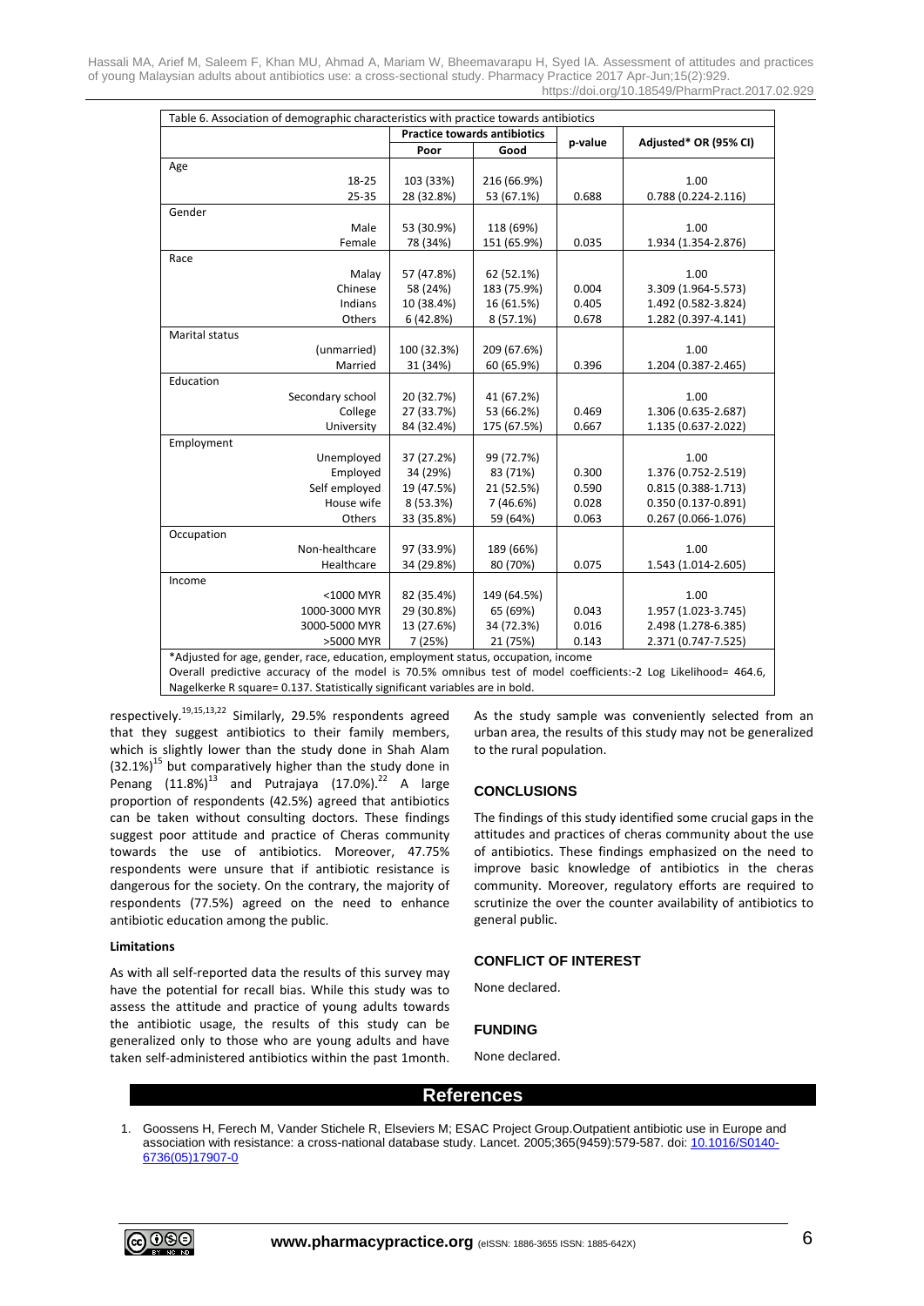| Table 6. Association of demographic characteristics with practice towards antibiotics | | | | |
|---|---|---|---|---|
| | Practice towards antibiotics | | p-value | Adjusted* OR (95% CI) |
| | Poor | Good | | |
| Age | | | | |
| 18-25 | 103 (33%) | 216 (66.9%) | | 1.00 |
| 25-35 | 28 (32.8%) | 53 (67.1%) | 0.688 | 0.788 (0.224-2.116) |
| Gender | | | | |
| Male | 53 (30.9%) | 118 (69%) | | 1.00 |
| Female | 78 (34%) | 151 (65.9%) | 0.035 | 1.934 (1.354-2.876) |
| Race | | | | |
| Malay | 57 (47.8%) | 62 (52.1%) | | 1.00 |
| Chinese | 58 (24%) | 183 (75.9%) | 0.004 | 3.309 (1.964-5.573) |
| Indians | 10 (38.4%) | 16 (61.5%) | 0.405 | 1.492 (0.582-3.824) |
| Others | 6 (42.8%) | 8 (57.1%) | 0.678 | 1.282 (0.397-4.141) |
| Marital status | | | | |
| (unmarried) | 100 (32.3%) | 209 (67.6%) | | 1.00 |
| Married | 31 (34%) | 60 (65.9%) | 0.396 | 1.204 (0.387-2.465) |
| Education | | | | |
| Secondary school | 20 (32.7%) | 41 (67.2%) | | 1.00 |
| College | 27 (33.7%) | 53 (66.2%) | 0.469 | 1.306 (0.635-2.687) |
| University | 84 (32.4%) | 175 (67.5%) | 0.667 | 1.135 (0.637-2.022) |
| Employment | | | | |
| Unemployed | 37 (27.2%) | 99 (72.7%) | | 1.00 |
| Employed | 34 (29%) | 83 (71%) | 0.300 | 1.376 (0.752-2.519) |
| Self employed | 19 (47.5%) | 21 (52.5%) | 0.590 | 0.815 (0.388-1.713) |
| House wife | 8 (53.3%) | 7 (46.6%) | 0.028 | 0.350 (0.137-0.891) |
| Others | 33 (35.8%) | 59 (64%) | 0.063 | 0.267 (0.066-1.076) |
| Occupation | | | | |
| Non-healthcare | 97 (33.9%) | 189 (66%) | | 1.00 |
| Healthcare | 34 (29.8%) | 80 (70%) | 0.075 | 1.543 (1.014-2.605) |
| Income | | | | |
| <1000 MYR | 82 (35.4%) | 149 (64.5%) | | 1.00 |
| 1000-3000 MYR | 29 (30.8%) | 65 (69%) | 0.043 | 1.957 (1.023-3.745) |
| 3000-5000 MYR | 13 (27.6%) | 34 (72.3%) | 0.016 | 2.498 (1.278-6.385) |
| >5000 MYR | 7 (25%) | 21 (75%) | 0.143 | 2.371 (0.747-7.525) |

*Adjusted for age, gender, race, education, employment status, occupation, income
Overall predictive accuracy of the model is 70.5% omnibus test of model coefficients:-2 Log Likelihood= 464.6, Nagelkerke R square= 0.137. Statistically significant variables are in bold.

respectively.[19,15,13,22] Similarly, 29.5% respondents agreed that they suggest antibiotics to their family members, which is slightly lower than the study done in Shah Alam (32.1%)[15] but comparatively higher than the study done in Penang (11.8%)[13] and Putrajaya (17.0%).[22] A large proportion of respondents (42.5%) agreed that antibiotics can be taken without consulting doctors. These findings suggest poor attitude and practice of Cheras community towards the use of antibiotics. Moreover, 47.75% respondents were unsure that if antibiotic resistance is dangerous for the society. On the contrary, the majority of respondents (77.5%) agreed on the need to enhance antibiotic education among the public.

#### Limitations

As with all self-reported data the results of this survey may have the potential for recall bias. While this study was to assess the attitude and practice of young adults towards the antibiotic usage, the results of this study can be generalized only to those who are young adults and have taken self-administered antibiotics within the past 1month. As the study sample was conveniently selected from an urban area, the results of this study may not be generalized to the rural population.

## CONCLUSIONS

The findings of this study identified some crucial gaps in the attitudes and practices of cheras community about the use of antibiotics. These findings emphasized on the need to improve basic knowledge of antibiotics in the cheras community. Moreover, regulatory efforts are required to scrutinize the over the counter availability of antibiotics to general public.

## CONFLICT OF INTEREST

None declared.

## FUNDING

None declared.

## References

1. Goossens H, Ferech M, Vander Stichele R, Elseviers M; ESAC Project Group.Outpatient antibiotic use in Europe and association with resistance: a cross-national database study. Lancet. 2005;365(9459):579-587. doi: 10.1016/S0140-6736(05)17907-0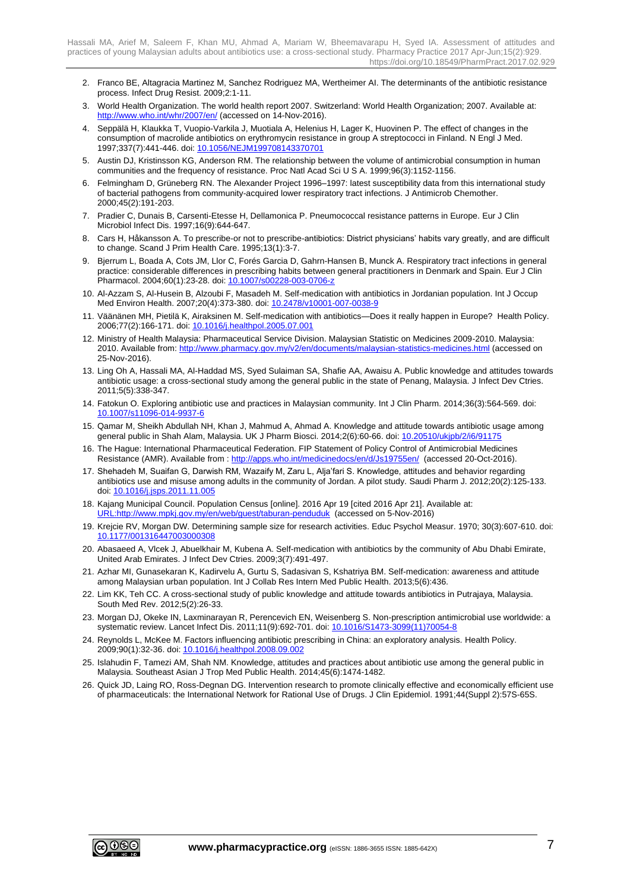2. Franco BE, Altagracia Martinez M, Sanchez Rodriguez MA, Wertheimer AI. The determinants of the antibiotic resistance process. Infect Drug Resist. 2009;2:1-11.
3. World Health Organization. The world health report 2007. Switzerland: World Health Organization; 2007. Available at: http://www.who.int/whr/2007/en/ (accessed on 14-Nov-2016).
4. Seppälä H, Klaukka T, Vuopio-Varkila J, Muotiala A, Helenius H, Lager K, Huovinen P. The effect of changes in the consumption of macrolide antibiotics on erythromycin resistance in group A streptococci in Finland. N Engl J Med. 1997;337(7):441-446. doi: 10.1056/NEJM199708143370701
5. Austin DJ, Kristinsson KG, Anderson RM. The relationship between the volume of antimicrobial consumption in human communities and the frequency of resistance. Proc Natl Acad Sci U S A. 1999;96(3):1152-1156.
6. Felmingham D, Grüneberg RN. The Alexander Project 1996–1997: latest susceptibility data from this international study of bacterial pathogens from community-acquired lower respiratory tract infections. J Antimicrob Chemother. 2000;45(2):191-203.
7. Pradier C, Dunais B, Carsenti-Etesse H, Dellamonica P. Pneumococcal resistance patterns in Europe. Eur J Clin Microbiol Infect Dis. 1997;16(9):644-647.
8. Cars H, Håkansson A. To prescribe-or not to prescribe-antibiotics: District physicians' habits vary greatly, and are difficult to change. Scand J Prim Health Care. 1995;13(1):3-7.
9. Bjerrum L, Boada A, Cots JM, Llor C, Forés Garcia D, Gahrn-Hansen B, Munck A. Respiratory tract infections in general practice: considerable differences in prescribing habits between general practitioners in Denmark and Spain. Eur J Clin Pharmacol. 2004;60(1):23-28. doi: 10.1007/s00228-003-0706-z
10. Al-Azzam S, Al-Husein B, Alzoubi F, Masadeh M. Self-medication with antibiotics in Jordanian population. Int J Occup Med Environ Health. 2007;20(4):373-380. doi: 10.2478/v10001-007-0038-9
11. Väänänen MH, Pietilä K, Airaksinen M. Self-medication with antibiotics—Does it really happen in Europe? Health Policy. 2006;77(2):166-171. doi: 10.1016/j.healthpol.2005.07.001
12. Ministry of Health Malaysia: Pharmaceutical Service Division. Malaysian Statistic on Medicines 2009-2010. Malaysia: 2010. Available from: http://www.pharmacy.gov.my/v2/en/documents/malaysian-statistics-medicines.html (accessed on 25-Nov-2016).
13. Ling Oh A, Hassali MA, Al-Haddad MS, Syed Sulaiman SA, Shafie AA, Awaisu A. Public knowledge and attitudes towards antibiotic usage: a cross-sectional study among the general public in the state of Penang, Malaysia. J Infect Dev Ctries. 2011;5(5):338-347.
14. Fatokun O. Exploring antibiotic use and practices in Malaysian community. Int J Clin Pharm. 2014;36(3):564-569. doi: 10.1007/s11096-014-9937-6
15. Qamar M, Sheikh Abdullah NH, Khan J, Mahmud A, Ahmad A. Knowledge and attitude towards antibiotic usage among general public in Shah Alam, Malaysia. UK J Pharm Biosci. 2014;2(6):60-66. doi: 10.20510/ukjpb/2/i6/91175
16. The Hague: International Pharmaceutical Federation. FIP Statement of Policy Control of Antimicrobial Medicines Resistance (AMR). Available from : http://apps.who.int/medicinedocs/en/d/Js19755en/ (accessed 20-Oct-2016).
17. Shehadeh M, Suaifan G, Darwish RM, Wazaify M, Zaru L, Alja'fari S. Knowledge, attitudes and behavior regarding antibiotics use and misuse among adults in the community of Jordan. A pilot study. Saudi Pharm J. 2012;20(2):125-133. doi: 10.1016/j.jsps.2011.11.005
18. Kajang Municipal Council. Population Census [online]. 2016 Apr 19 [cited 2016 Apr 21]. Available at: URL:http://www.mpkj.gov.my/en/web/guest/taburan-penduduk (accessed on 5-Nov-2016)
19. Krejcie RV, Morgan DW. Determining sample size for research activities. Educ Psychol Measur. 1970; 30(3):607-610. doi: 10.1177/001316447003000308
20. Abasaeed A, Vlcek J, Abuelkhair M, Kubena A. Self-medication with antibiotics by the community of Abu Dhabi Emirate, United Arab Emirates. J Infect Dev Ctries. 2009;3(7):491-497.
21. Azhar MI, Gunasekaran K, Kadirvelu A, Gurtu S, Sadasivan S, Kshatriya BM. Self-medication: awareness and attitude among Malaysian urban population. Int J Collab Res Intern Med Public Health. 2013;5(6):436.
22. Lim KK, Teh CC. A cross-sectional study of public knowledge and attitude towards antibiotics in Putrajaya, Malaysia. South Med Rev. 2012;5(2):26-33.
23. Morgan DJ, Okeke IN, Laxminarayan R, Perencevich EN, Weisenberg S. Non-prescription antimicrobial use worldwide: a systematic review. Lancet Infect Dis. 2011;11(9):692-701. doi: 10.1016/S1473-3099(11)70054-8
24. Reynolds L, McKee M. Factors influencing antibiotic prescribing in China: an exploratory analysis. Health Policy. 2009;90(1):32-36. doi: 10.1016/j.healthpol.2008.09.002
25. Islahudin F, Tamezi AM, Shah NM. Knowledge, attitudes and practices about antibiotic use among the general public in Malaysia. Southeast Asian J Trop Med Public Health. 2014;45(6):1474-1482.
26. Quick JD, Laing RO, Ross-Degnan DG. Intervention research to promote clinically effective and economically efficient use of pharmaceuticals: the International Network for Rational Use of Drugs. J Clin Epidemiol. 1991;44(Suppl 2):57S-65S.